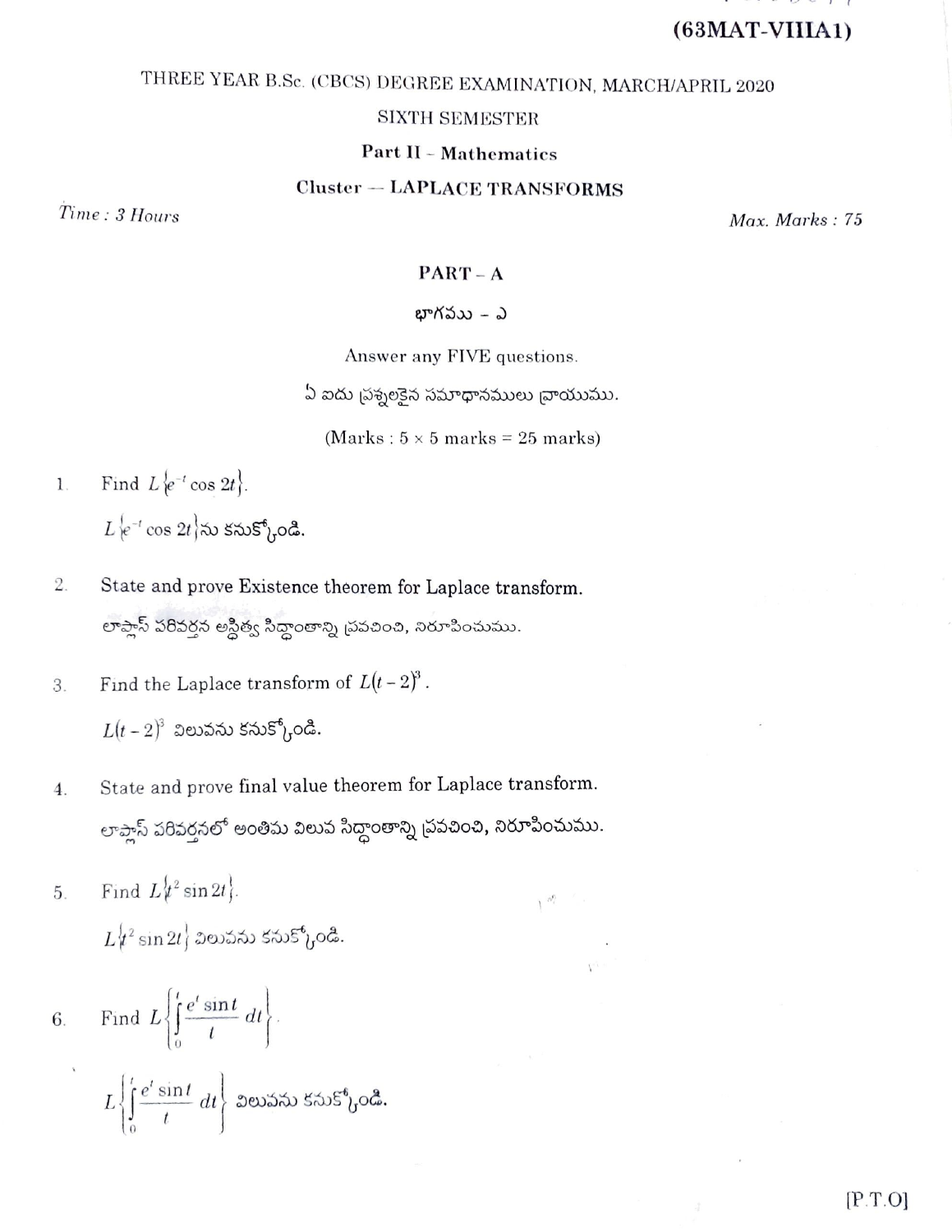**(63MAT-VIIIA1)**

THREE YEAR B.Sc. (CBCS) DEGREE EXAMINATION, MARCH/APRIL 2020

SIXTH SEMESTER

**Part II – Mathematics**

**Cluster — LAPLACE TRANSFORMS**

*Time : 3 Hours* | *Max. Marks : 75*

## PART – A

భాగము – ఎ

Answer any FIVE questions.

ఏ ఐదు ప్రశ్నలకైన సమాధానములు వ్రాయుము.

(Marks : 5 × 5 marks = 25 marks)

1. Find $L\{e^{-t}\cos 2t\}$.

   $L\{e^{-t}\cos 2t\}$ను కనుక్కోండి.

2. State and prove Existence theorem for Laplace transform.

   లాప్లాస్ పరివర్తన అస్తిత్వ సిద్ధాంతాన్ని ప్రవచించి, నిరూపించుము.

3. Find the Laplace transform of $L(t-2)^3$.

   $L(t-2)^3$ విలువను కనుక్కోండి.

4. State and prove final value theorem for Laplace transform.

   లాప్లాస్ పరివర్తనలో అంతిమ విలువ సిద్ధాంతాన్ని ప్రవచించి, నిరూపించుము.

5. Find $L\{t^2\sin 2t\}$.

   $L\{t^2\sin 2t\}$ విలువను కనుక్కోండి.

6. Find $L\left\{\int_0^t \frac{e^t \sin t}{t}\,dt\right\}$.

   $L\left\{\int_0^t \frac{e^t \sin t}{t}\,dt\right\}$ విలువను కనుక్కోండి.

[P.T.O]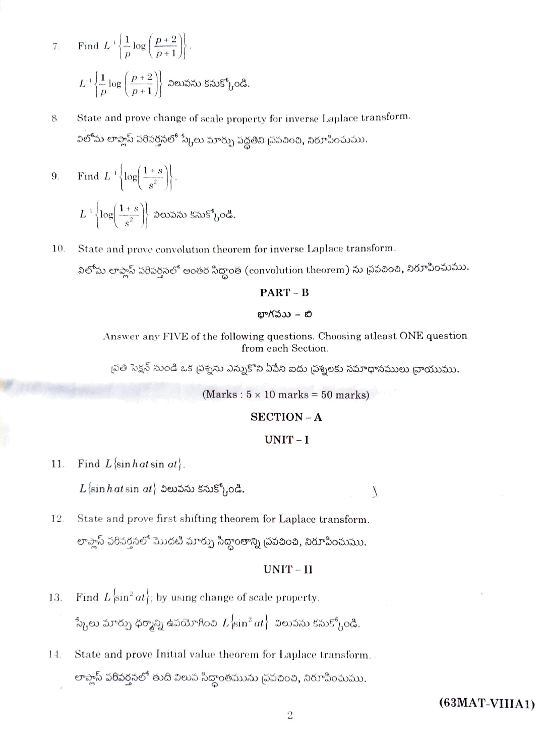7. Find $L^{-1}\left\{\frac{1}{p}\log\left(\frac{p+2}{p+1}\right)\right\}$.

   $L^{-1}\left\{\frac{1}{p}\log\left(\frac{p+2}{p+1}\right)\right\}$ విలువను కనుక్కోండి.

8. State and prove change of scale property for inverse Laplace transform.

   విలోమ లాప్లాస్ పరివర్తనలో స్కేలు మార్పు పద్ధతిని ప్రవచించి, నిరూపించుము.

9. Find $L^{-1}\left\{\log\left(\frac{1+s}{s^2}\right)\right\}$.

   $L^{-1}\left\{\log\left(\frac{1+s}{s^2}\right)\right\}$ విలువను కనుక్కోండి.

10. State and prove convolution theorem for inverse Laplace transform.

    విలోమ లాప్లాస్ పరివర్తనలో అంతర సిద్ధాంత (convolution theorem) ను ప్రవచించి, నిరూపించుము.

## PART – B

## భాగము – బి

Answer any FIVE of the following questions. Choosing atleast ONE question from each Section.

ప్రతి సెక్షన్ నుండి ఒక ప్రశ్నను ఎన్నుకొని ఏవేని ఐదు ప్రశ్నలకు సమాధానములు వ్రాయుము.

(Marks : 5 × 10 marks = 50 marks)

### SECTION – A

### UNIT – I

11. Find $L\{\sinh at \sin at\}$.

    $L\{\sinh at \sin at\}$ విలువను కనుక్కోండి.

12. State and prove first shifting theorem for Laplace transform.

    లాప్లాస్ పరివర్తనలో మొదటి మార్పు సిద్ధాంతాన్ని ప్రవచించి, నిరూపించుము.

### UNIT – II

13. Find $L\{\sin^2 at\}$; by using change of scale property.

    స్కేలు మార్పు ధర్మాన్ని ఉపయోగించి $L\{\sin^2 at\}$ విలువను కనుక్కోండి.

14. State and prove Initial value theorem for Laplace transform.

    లాప్లాస్ పరివర్తనలో తుది విలువ సిద్ధాంతమును ప్రవచించి, నిరూపించుము.

(63MAT-VIIIA1)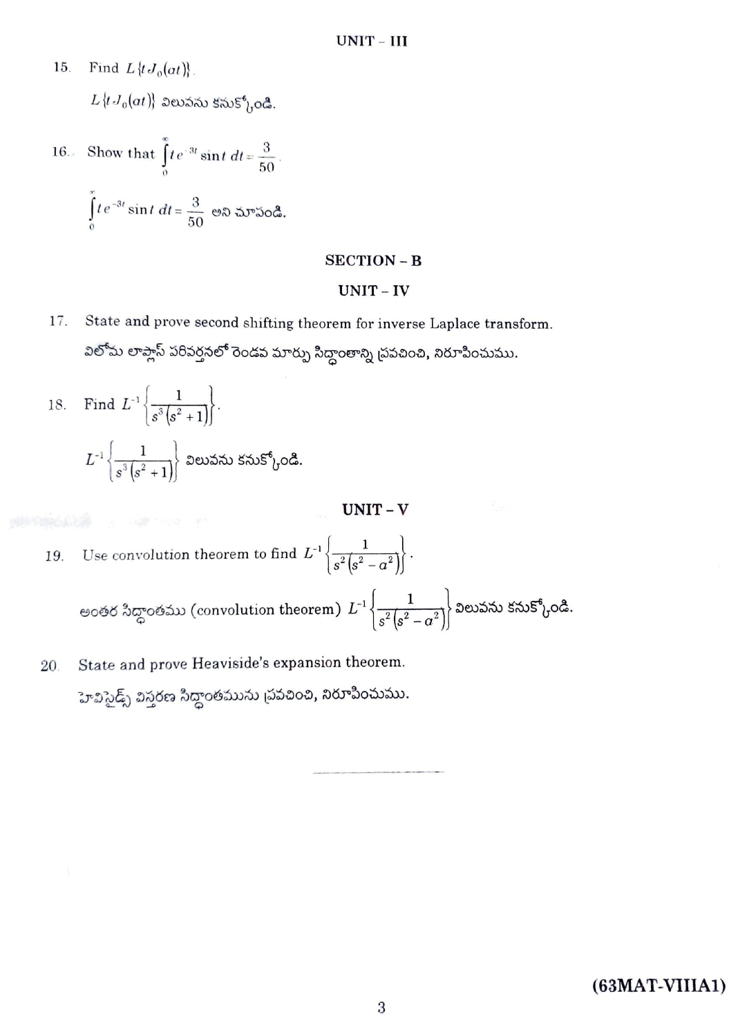## UNIT – III

15. Find $L\{t J_0(at)\}$.

    $L\{t J_0(at)\}$ విలువను కనుక్కోండి.

16. Show that $\int_0^{\infty} t e^{-3t} \sin t \, dt = \frac{3}{50}$.

    $\int_0^{\infty} t e^{-3t} \sin t \, dt = \frac{3}{50}$ అని చూపండి.

## SECTION – B

## UNIT – IV

17. State and prove second shifting theorem for inverse Laplace transform.

    విలోమ లాప్లాస్ పరివర్తనలో రెండవ మార్పు సిద్ధాంతాన్ని ప్రవచించి, నిరూపించుము.

18. Find $L^{-1}\left\{\frac{1}{s^3(s^2+1)}\right\}$.

    $L^{-1}\left\{\frac{1}{s^3(s^2+1)}\right\}$ విలువను కనుక్కోండి.

## UNIT – V

19. Use convolution theorem to find $L^{-1}\left\{\frac{1}{s^2(s^2-a^2)}\right\}$.

    అంతర సిద్ధాంతము (convolution theorem) $L^{-1}\left\{\frac{1}{s^2(s^2-a^2)}\right\}$ విలువను కనుక్కోండి.

20. State and prove Heaviside's expansion theorem.

    హెవిసైడ్స్ విస్తరణ సిద్ధాంతమును ప్రవచించి, నిరూపించుము.

(63MAT-VIIIA1)